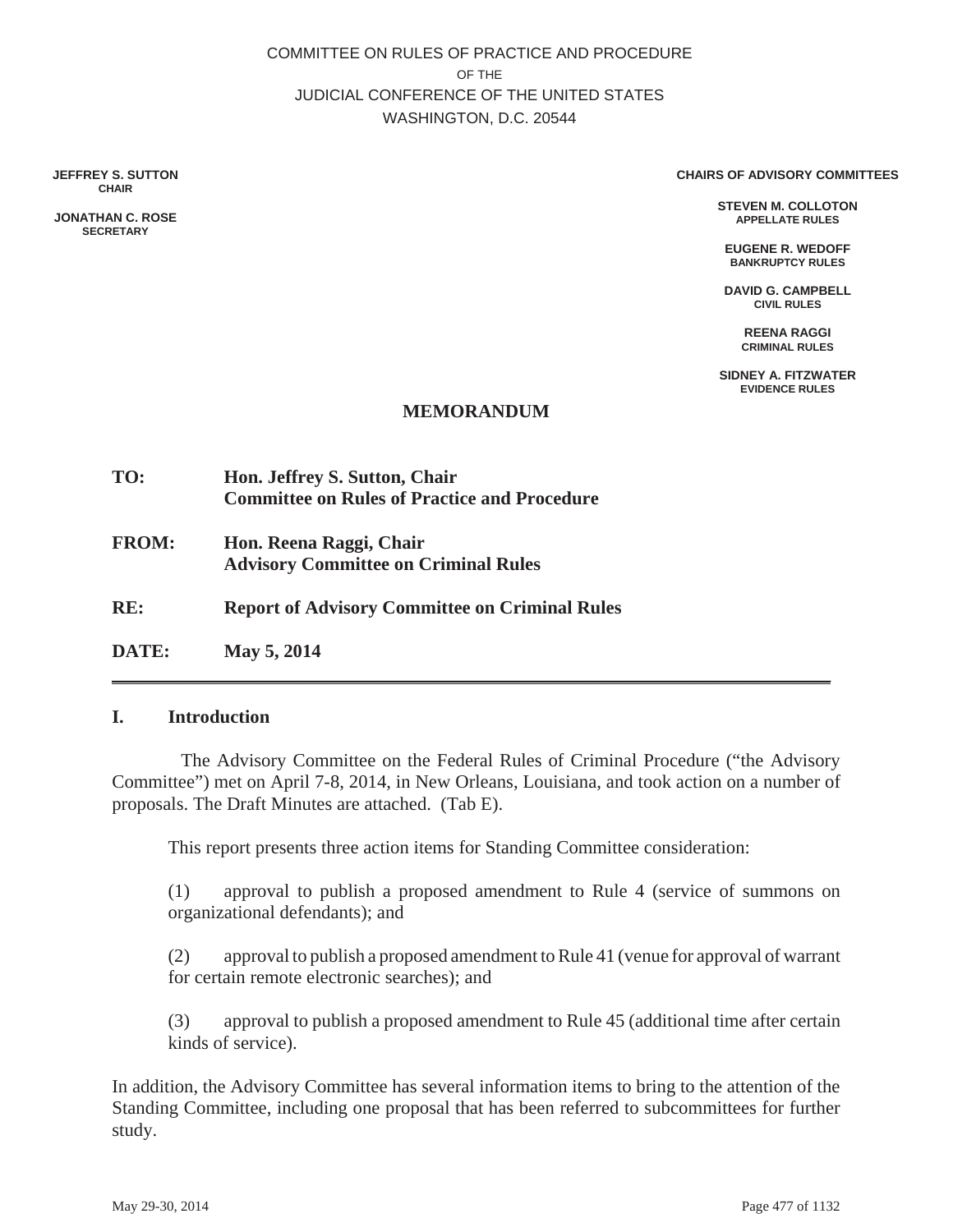COMMITTEE ON RULES OF PRACTICE AND PROCEDURE
OF THE
JUDICIAL CONFERENCE OF THE UNITED STATES
WASHINGTON, D.C. 20544

**JEFFREY S. SUTTON**
**CHAIR**

**JONATHAN C. ROSE**
**SECRETARY**

**CHAIRS OF ADVISORY COMMITTEES**

**STEVEN M. COLLOTON**
**APPELLATE RULES**

**EUGENE R. WEDOFF**
**BANKRUPTCY RULES**

**DAVID G. CAMPBELL**
**CIVIL RULES**

**REENA RAGGI**
**CRIMINAL RULES**

**SIDNEY A. FITZWATER**
**EVIDENCE RULES**

## MEMORANDUM

**TO:** **Hon. Jeffrey S. Sutton, Chair**
**Committee on Rules of Practice and Procedure**

**FROM:** **Hon. Reena Raggi, Chair**
**Advisory Committee on Criminal Rules**

**RE:** **Report of Advisory Committee on Criminal Rules**

**DATE:** **May 5, 2014**

---

## I. Introduction

The Advisory Committee on the Federal Rules of Criminal Procedure ("the Advisory Committee") met on April 7-8, 2014, in New Orleans, Louisiana, and took action on a number of proposals. The Draft Minutes are attached. (Tab E).

This report presents three action items for Standing Committee consideration:

(1) approval to publish a proposed amendment to Rule 4 (service of summons on organizational defendants); and

(2) approval to publish a proposed amendment to Rule 41 (venue for approval of warrant for certain remote electronic searches); and

(3) approval to publish a proposed amendment to Rule 45 (additional time after certain kinds of service).

In addition, the Advisory Committee has several information items to bring to the attention of the Standing Committee, including one proposal that has been referred to subcommittees for further study.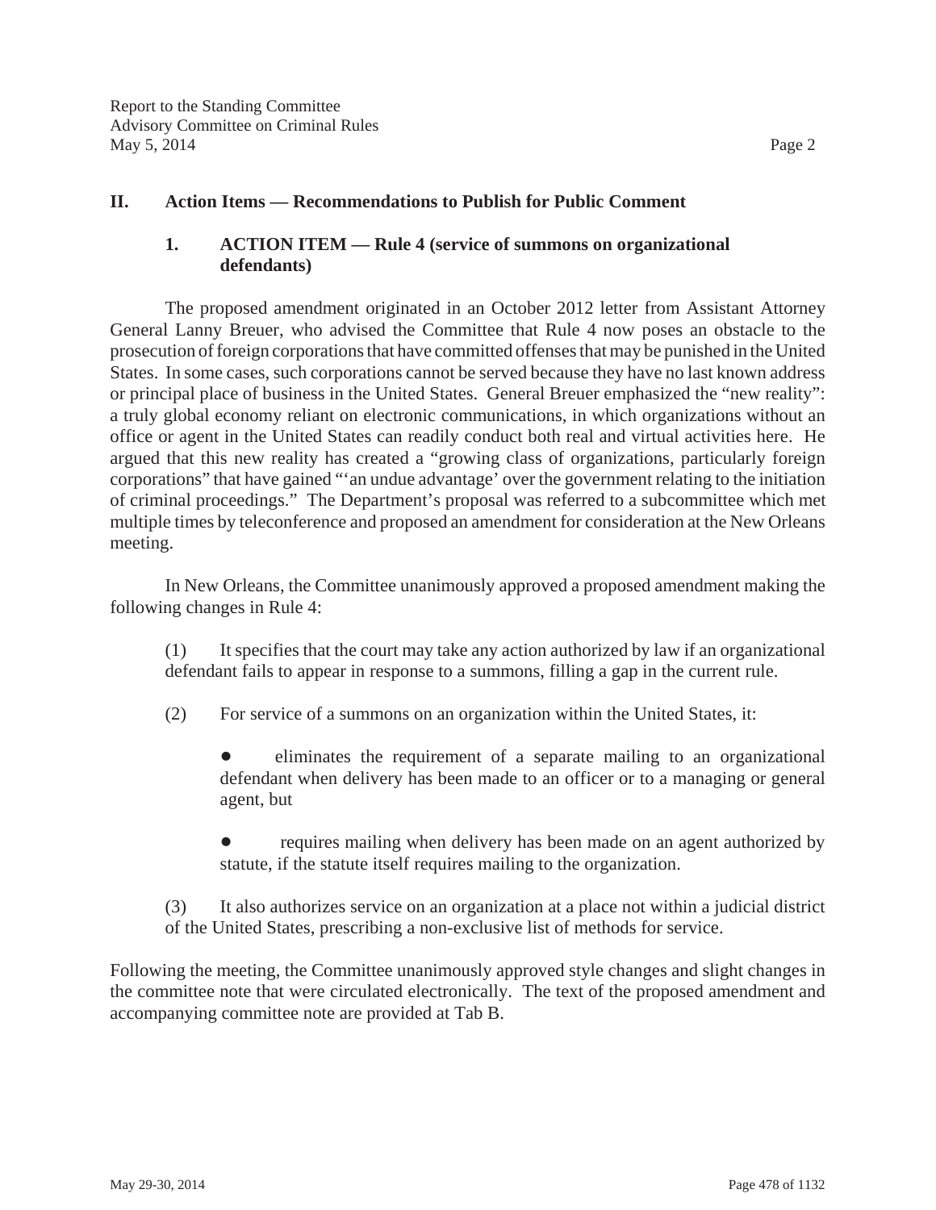## II. Action Items — Recommendations to Publish for Public Comment

### 1. ACTION ITEM — Rule 4 (service of summons on organizational defendants)

The proposed amendment originated in an October 2012 letter from Assistant Attorney General Lanny Breuer, who advised the Committee that Rule 4 now poses an obstacle to the prosecution of foreign corporations that have committed offenses that may be punished in the United States. In some cases, such corporations cannot be served because they have no last known address or principal place of business in the United States. General Breuer emphasized the "new reality": a truly global economy reliant on electronic communications, in which organizations without an office or agent in the United States can readily conduct both real and virtual activities here. He argued that this new reality has created a "growing class of organizations, particularly foreign corporations" that have gained "'an undue advantage' over the government relating to the initiation of criminal proceedings." The Department's proposal was referred to a subcommittee which met multiple times by teleconference and proposed an amendment for consideration at the New Orleans meeting.

In New Orleans, the Committee unanimously approved a proposed amendment making the following changes in Rule 4:

(1) It specifies that the court may take any action authorized by law if an organizational defendant fails to appear in response to a summons, filling a gap in the current rule.

(2) For service of a summons on an organization within the United States, it:

- eliminates the requirement of a separate mailing to an organizational defendant when delivery has been made to an officer or to a managing or general agent, but

- requires mailing when delivery has been made on an agent authorized by statute, if the statute itself requires mailing to the organization.

(3) It also authorizes service on an organization at a place not within a judicial district of the United States, prescribing a non-exclusive list of methods for service.

Following the meeting, the Committee unanimously approved style changes and slight changes in the committee note that were circulated electronically. The text of the proposed amendment and accompanying committee note are provided at Tab B.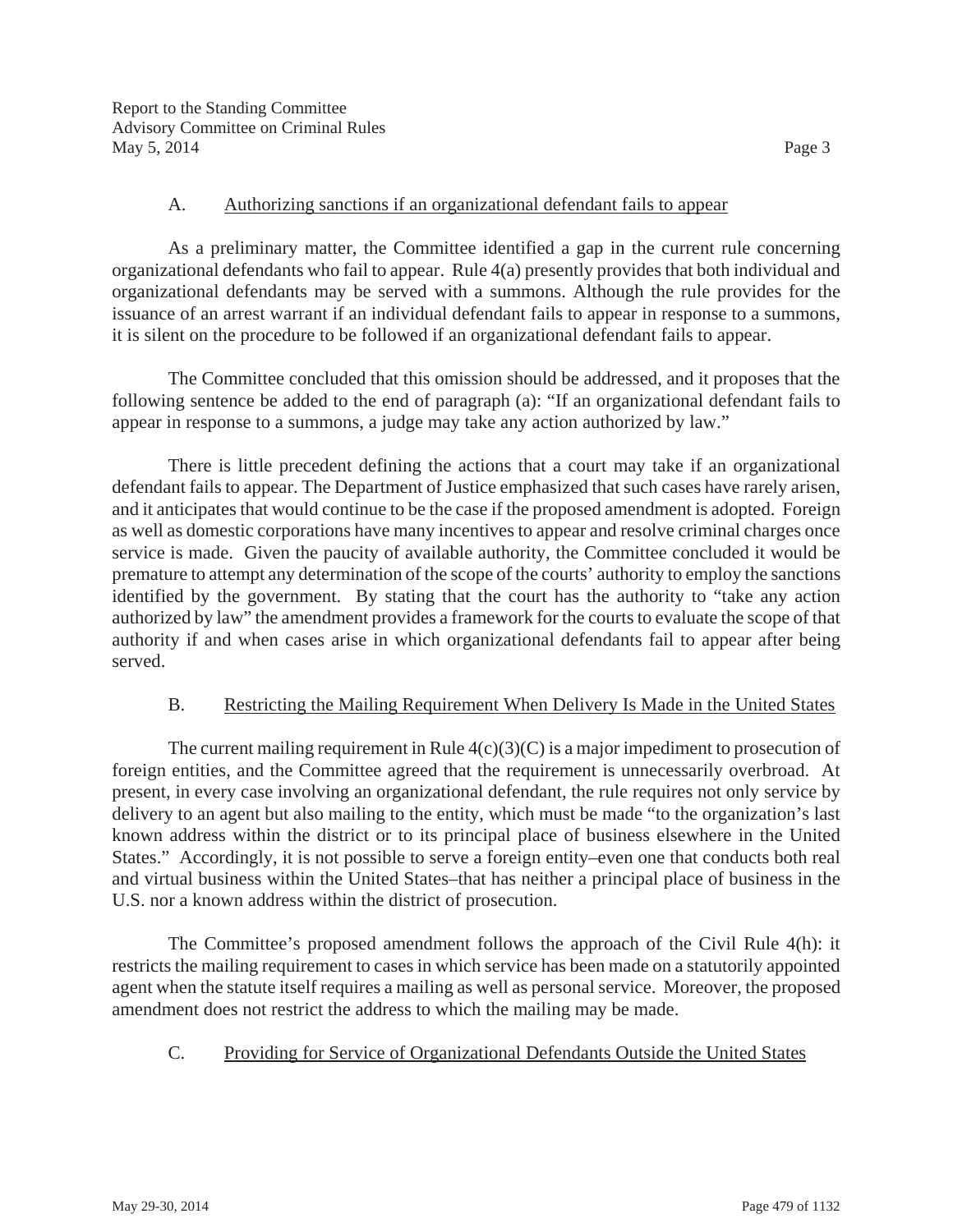### A. Authorizing sanctions if an organizational defendant fails to appear

As a preliminary matter, the Committee identified a gap in the current rule concerning organizational defendants who fail to appear. Rule 4(a) presently provides that both individual and organizational defendants may be served with a summons. Although the rule provides for the issuance of an arrest warrant if an individual defendant fails to appear in response to a summons, it is silent on the procedure to be followed if an organizational defendant fails to appear.

The Committee concluded that this omission should be addressed, and it proposes that the following sentence be added to the end of paragraph (a): "If an organizational defendant fails to appear in response to a summons, a judge may take any action authorized by law."

There is little precedent defining the actions that a court may take if an organizational defendant fails to appear. The Department of Justice emphasized that such cases have rarely arisen, and it anticipates that would continue to be the case if the proposed amendment is adopted. Foreign as well as domestic corporations have many incentives to appear and resolve criminal charges once service is made. Given the paucity of available authority, the Committee concluded it would be premature to attempt any determination of the scope of the courts' authority to employ the sanctions identified by the government. By stating that the court has the authority to "take any action authorized by law" the amendment provides a framework for the courts to evaluate the scope of that authority if and when cases arise in which organizational defendants fail to appear after being served.

### B. Restricting the Mailing Requirement When Delivery Is Made in the United States

The current mailing requirement in Rule 4(c)(3)(C) is a major impediment to prosecution of foreign entities, and the Committee agreed that the requirement is unnecessarily overbroad. At present, in every case involving an organizational defendant, the rule requires not only service by delivery to an agent but also mailing to the entity, which must be made "to the organization's last known address within the district or to its principal place of business elsewhere in the United States." Accordingly, it is not possible to serve a foreign entity–even one that conducts both real and virtual business within the United States–that has neither a principal place of business in the U.S. nor a known address within the district of prosecution.

The Committee's proposed amendment follows the approach of the Civil Rule 4(h): it restricts the mailing requirement to cases in which service has been made on a statutorily appointed agent when the statute itself requires a mailing as well as personal service. Moreover, the proposed amendment does not restrict the address to which the mailing may be made.

### C. Providing for Service of Organizational Defendants Outside the United States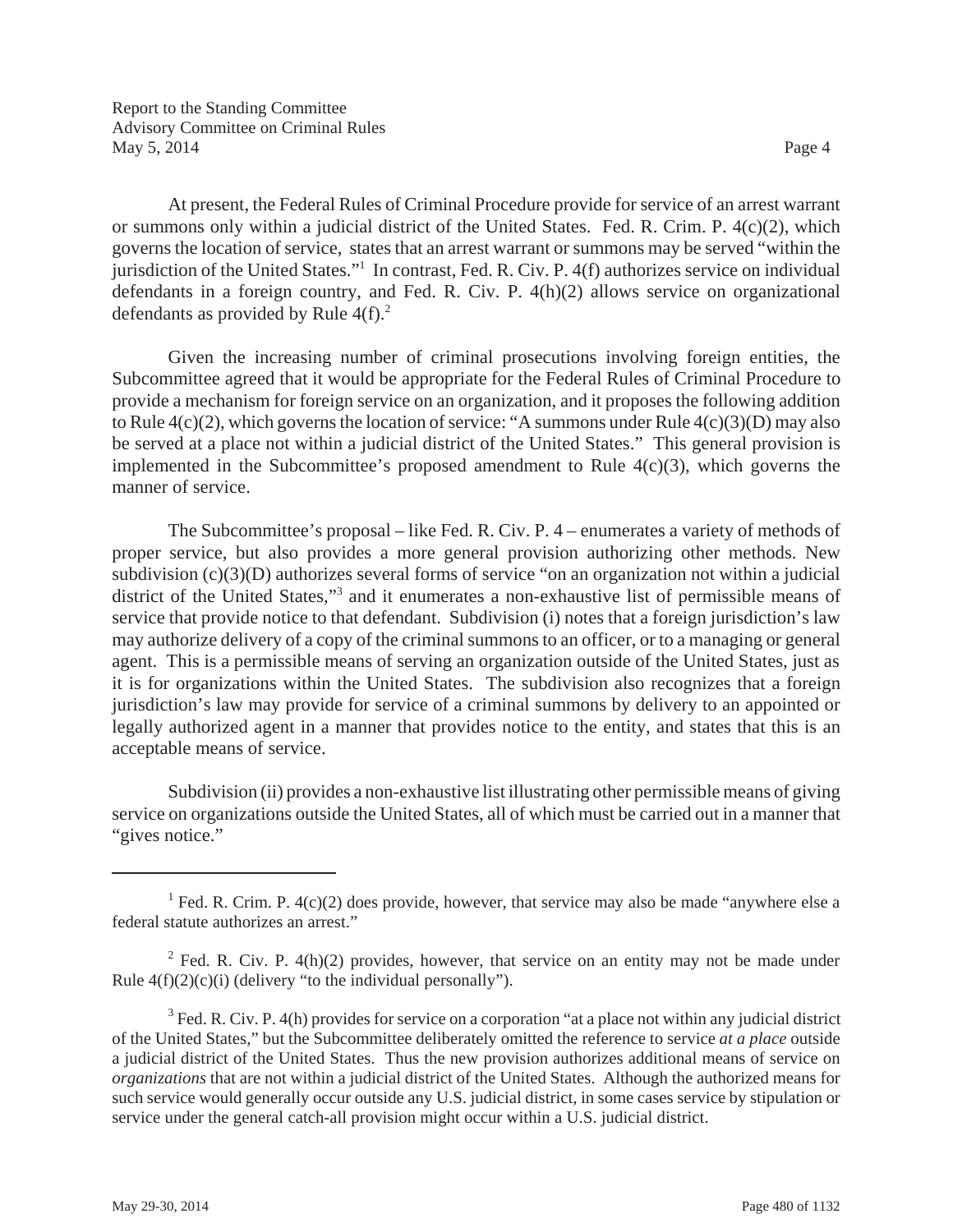At present, the Federal Rules of Criminal Procedure provide for service of an arrest warrant or summons only within a judicial district of the United States. Fed. R. Crim. P. 4(c)(2), which governs the location of service, states that an arrest warrant or summons may be served "within the jurisdiction of the United States."[1] In contrast, Fed. R. Civ. P. 4(f) authorizes service on individual defendants in a foreign country, and Fed. R. Civ. P. 4(h)(2) allows service on organizational defendants as provided by Rule 4(f).[2]

Given the increasing number of criminal prosecutions involving foreign entities, the Subcommittee agreed that it would be appropriate for the Federal Rules of Criminal Procedure to provide a mechanism for foreign service on an organization, and it proposes the following addition to Rule 4(c)(2), which governs the location of service: "A summons under Rule 4(c)(3)(D) may also be served at a place not within a judicial district of the United States." This general provision is implemented in the Subcommittee's proposed amendment to Rule 4(c)(3), which governs the manner of service.

The Subcommittee's proposal – like Fed. R. Civ. P. 4 – enumerates a variety of methods of proper service, but also provides a more general provision authorizing other methods. New subdivision (c)(3)(D) authorizes several forms of service "on an organization not within a judicial district of the United States,"[3] and it enumerates a non-exhaustive list of permissible means of service that provide notice to that defendant. Subdivision (i) notes that a foreign jurisdiction's law may authorize delivery of a copy of the criminal summons to an officer, or to a managing or general agent. This is a permissible means of serving an organization outside of the United States, just as it is for organizations within the United States. The subdivision also recognizes that a foreign jurisdiction's law may provide for service of a criminal summons by delivery to an appointed or legally authorized agent in a manner that provides notice to the entity, and states that this is an acceptable means of service.

Subdivision (ii) provides a non-exhaustive list illustrating other permissible means of giving service on organizations outside the United States, all of which must be carried out in a manner that "gives notice."

---

[1] Fed. R. Crim. P. 4(c)(2) does provide, however, that service may also be made "anywhere else a federal statute authorizes an arrest."

[2] Fed. R. Civ. P. 4(h)(2) provides, however, that service on an entity may not be made under Rule 4(f)(2)(c)(i) (delivery "to the individual personally").

[3] Fed. R. Civ. P. 4(h) provides for service on a corporation "at a place not within any judicial district of the United States," but the Subcommittee deliberately omitted the reference to service *at a place* outside a judicial district of the United States. Thus the new provision authorizes additional means of service on *organizations* that are not within a judicial district of the United States. Although the authorized means for such service would generally occur outside any U.S. judicial district, in some cases service by stipulation or service under the general catch-all provision might occur within a U.S. judicial district.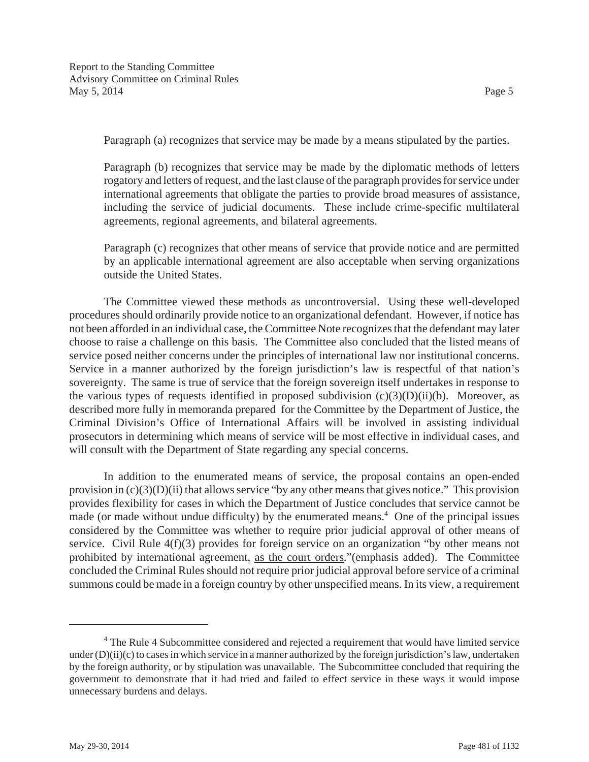Paragraph (a) recognizes that service may be made by a means stipulated by the parties.

Paragraph (b) recognizes that service may be made by the diplomatic methods of letters rogatory and letters of request, and the last clause of the paragraph provides for service under international agreements that obligate the parties to provide broad measures of assistance, including the service of judicial documents. These include crime-specific multilateral agreements, regional agreements, and bilateral agreements.

Paragraph (c) recognizes that other means of service that provide notice and are permitted by an applicable international agreement are also acceptable when serving organizations outside the United States.

The Committee viewed these methods as uncontroversial. Using these well-developed procedures should ordinarily provide notice to an organizational defendant. However, if notice has not been afforded in an individual case, the Committee Note recognizes that the defendant may later choose to raise a challenge on this basis. The Committee also concluded that the listed means of service posed neither concerns under the principles of international law nor institutional concerns. Service in a manner authorized by the foreign jurisdiction's law is respectful of that nation's sovereignty. The same is true of service that the foreign sovereign itself undertakes in response to the various types of requests identified in proposed subdivision (c)(3)(D)(ii)(b). Moreover, as described more fully in memoranda prepared for the Committee by the Department of Justice, the Criminal Division's Office of International Affairs will be involved in assisting individual prosecutors in determining which means of service will be most effective in individual cases, and will consult with the Department of State regarding any special concerns.

In addition to the enumerated means of service, the proposal contains an open-ended provision in (c)(3)(D)(ii) that allows service "by any other means that gives notice." This provision provides flexibility for cases in which the Department of Justice concludes that service cannot be made (or made without undue difficulty) by the enumerated means.[4] One of the principal issues considered by the Committee was whether to require prior judicial approval of other means of service. Civil Rule 4(f)(3) provides for foreign service on an organization "by other means not prohibited by international agreement, <u>as the court orders</u>."(emphasis added). The Committee concluded the Criminal Rules should not require prior judicial approval before service of a criminal summons could be made in a foreign country by other unspecified means. In its view, a requirement

---

[4] The Rule 4 Subcommittee considered and rejected a requirement that would have limited service under (D)(ii)(c) to cases in which service in a manner authorized by the foreign jurisdiction's law, undertaken by the foreign authority, or by stipulation was unavailable. The Subcommittee concluded that requiring the government to demonstrate that it had tried and failed to effect service in these ways it would impose unnecessary burdens and delays.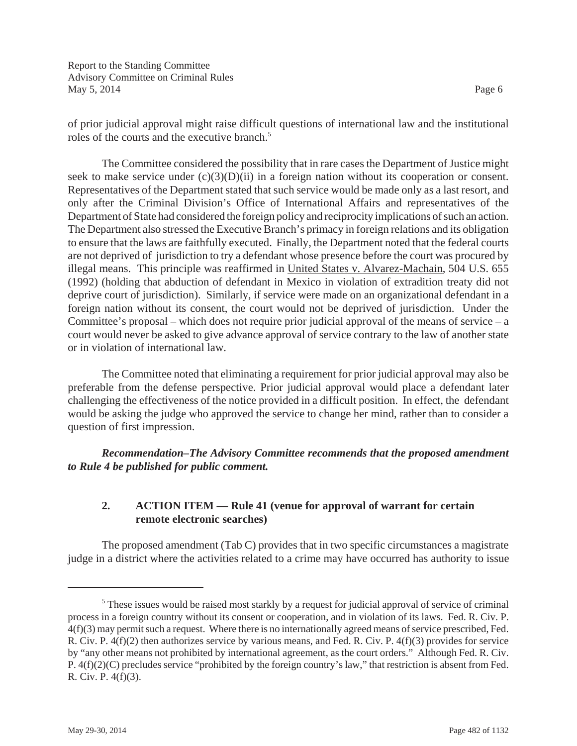of prior judicial approval might raise difficult questions of international law and the institutional roles of the courts and the executive branch.[5]

The Committee considered the possibility that in rare cases the Department of Justice might seek to make service under (c)(3)(D)(ii) in a foreign nation without its cooperation or consent. Representatives of the Department stated that such service would be made only as a last resort, and only after the Criminal Division's Office of International Affairs and representatives of the Department of State had considered the foreign policy and reciprocity implications of such an action. The Department also stressed the Executive Branch's primacy in foreign relations and its obligation to ensure that the laws are faithfully executed. Finally, the Department noted that the federal courts are not deprived of jurisdiction to try a defendant whose presence before the court was procured by illegal means. This principle was reaffirmed in United States v. Alvarez-Machain, 504 U.S. 655 (1992) (holding that abduction of defendant in Mexico in violation of extradition treaty did not deprive court of jurisdiction). Similarly, if service were made on an organizational defendant in a foreign nation without its consent, the court would not be deprived of jurisdiction. Under the Committee's proposal – which does not require prior judicial approval of the means of service – a court would never be asked to give advance approval of service contrary to the law of another state or in violation of international law.

The Committee noted that eliminating a requirement for prior judicial approval may also be preferable from the defense perspective. Prior judicial approval would place a defendant later challenging the effectiveness of the notice provided in a difficult position. In effect, the defendant would be asking the judge who approved the service to change her mind, rather than to consider a question of first impression.

***Recommendation–The Advisory Committee recommends that the proposed amendment to Rule 4 be published for public comment.***

### 2. ACTION ITEM — Rule 41 (venue for approval of warrant for certain remote electronic searches)

The proposed amendment (Tab C) provides that in two specific circumstances a magistrate judge in a district where the activities related to a crime may have occurred has authority to issue

---

[5] These issues would be raised most starkly by a request for judicial approval of service of criminal process in a foreign country without its consent or cooperation, and in violation of its laws. Fed. R. Civ. P. 4(f)(3) may permit such a request. Where there is no internationally agreed means of service prescribed, Fed. R. Civ. P. 4(f)(2) then authorizes service by various means, and Fed. R. Civ. P. 4(f)(3) provides for service by "any other means not prohibited by international agreement, as the court orders." Although Fed. R. Civ. P. 4(f)(2)(C) precludes service "prohibited by the foreign country's law," that restriction is absent from Fed. R. Civ. P. 4(f)(3).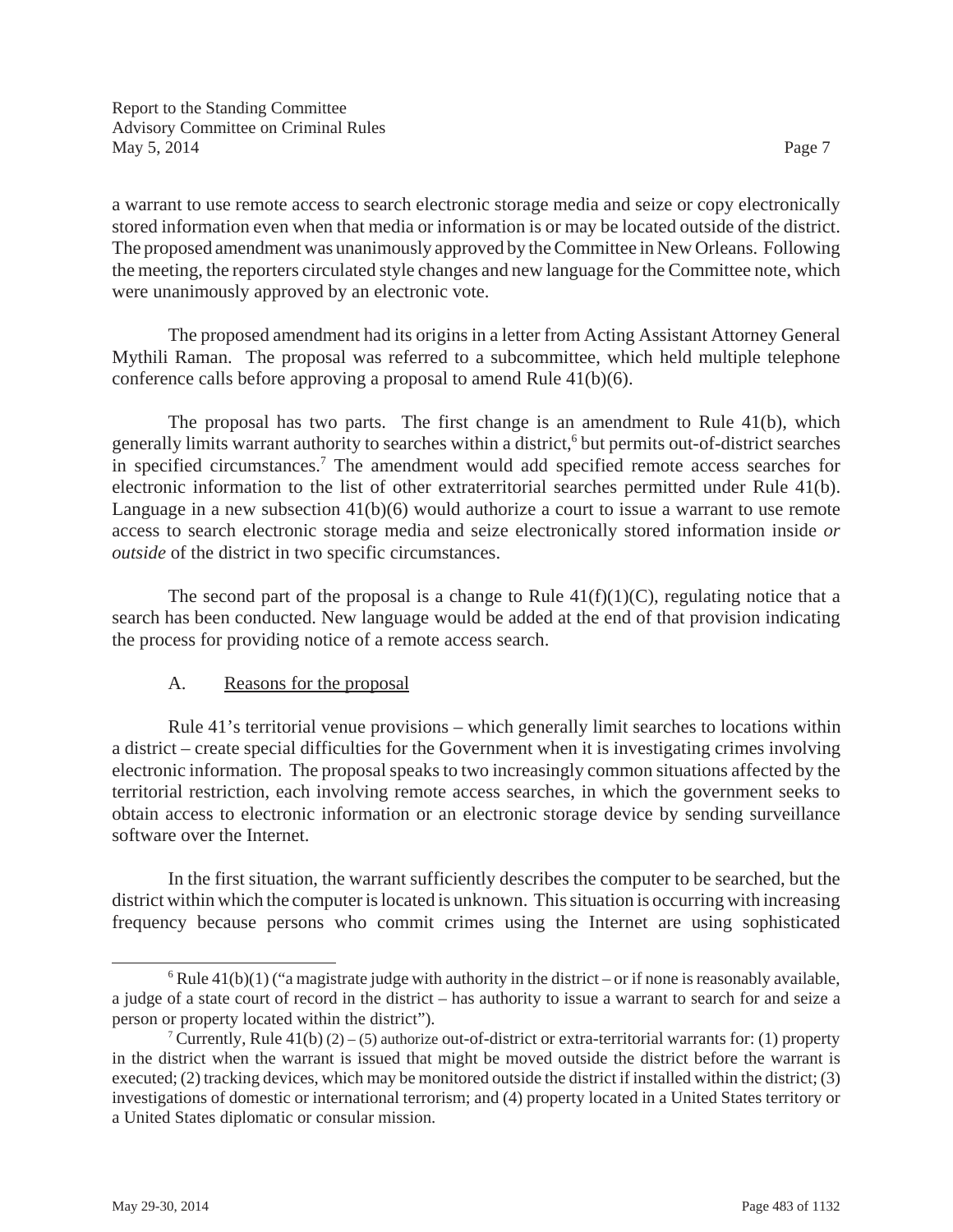a warrant to use remote access to search electronic storage media and seize or copy electronically stored information even when that media or information is or may be located outside of the district. The proposed amendment was unanimously approved by the Committee in New Orleans. Following the meeting, the reporters circulated style changes and new language for the Committee note, which were unanimously approved by an electronic vote.

The proposed amendment had its origins in a letter from Acting Assistant Attorney General Mythili Raman. The proposal was referred to a subcommittee, which held multiple telephone conference calls before approving a proposal to amend Rule 41(b)(6).

The proposal has two parts. The first change is an amendment to Rule 41(b), which generally limits warrant authority to searches within a district,[6] but permits out-of-district searches in specified circumstances.[7] The amendment would add specified remote access searches for electronic information to the list of other extraterritorial searches permitted under Rule 41(b). Language in a new subsection 41(b)(6) would authorize a court to issue a warrant to use remote access to search electronic storage media and seize electronically stored information inside *or outside* of the district in two specific circumstances.

The second part of the proposal is a change to Rule 41(f)(1)(C), regulating notice that a search has been conducted. New language would be added at the end of that provision indicating the process for providing notice of a remote access search.

### A. Reasons for the proposal

Rule 41's territorial venue provisions – which generally limit searches to locations within a district – create special difficulties for the Government when it is investigating crimes involving electronic information. The proposal speaks to two increasingly common situations affected by the territorial restriction, each involving remote access searches, in which the government seeks to obtain access to electronic information or an electronic storage device by sending surveillance software over the Internet.

In the first situation, the warrant sufficiently describes the computer to be searched, but the district within which the computer is located is unknown. This situation is occurring with increasing frequency because persons who commit crimes using the Internet are using sophisticated

---

[6] Rule 41(b)(1) ("a magistrate judge with authority in the district – or if none is reasonably available, a judge of a state court of record in the district – has authority to issue a warrant to search for and seize a person or property located within the district").

[7] Currently, Rule 41(b) (2) – (5) authorize out-of-district or extra-territorial warrants for: (1) property in the district when the warrant is issued that might be moved outside the district before the warrant is executed; (2) tracking devices, which may be monitored outside the district if installed within the district; (3) investigations of domestic or international terrorism; and (4) property located in a United States territory or a United States diplomatic or consular mission.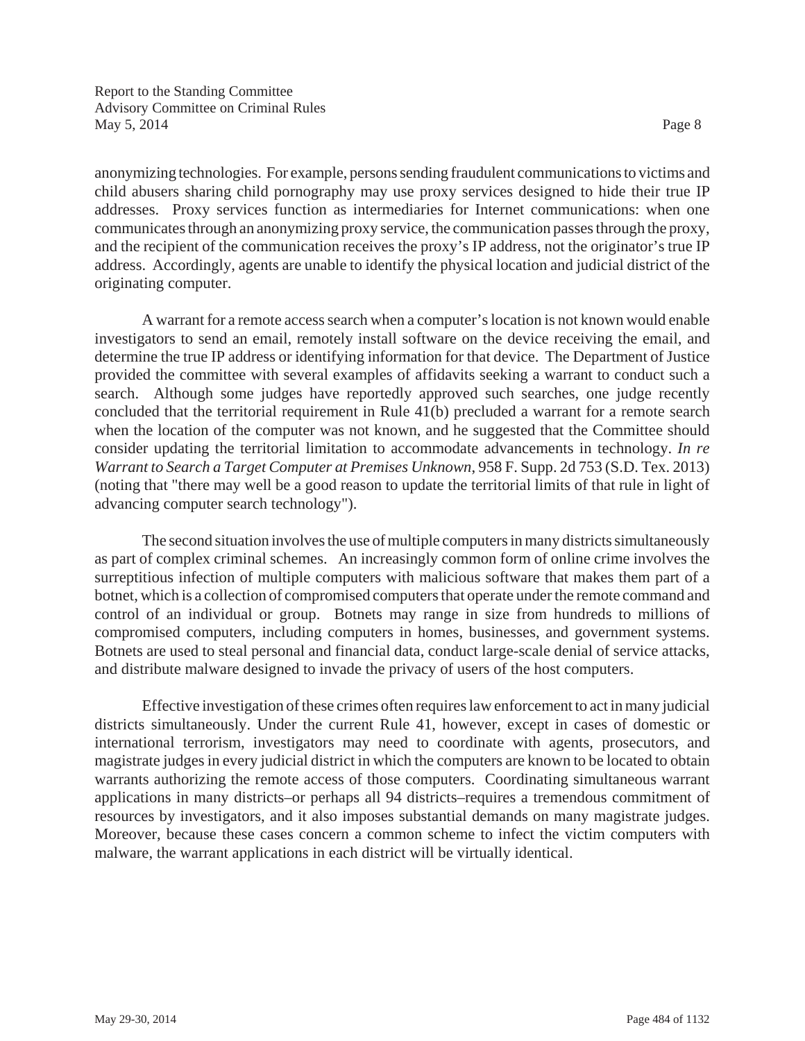anonymizing technologies. For example, persons sending fraudulent communications to victims and child abusers sharing child pornography may use proxy services designed to hide their true IP addresses. Proxy services function as intermediaries for Internet communications: when one communicates through an anonymizing proxy service, the communication passes through the proxy, and the recipient of the communication receives the proxy's IP address, not the originator's true IP address. Accordingly, agents are unable to identify the physical location and judicial district of the originating computer.

A warrant for a remote access search when a computer's location is not known would enable investigators to send an email, remotely install software on the device receiving the email, and determine the true IP address or identifying information for that device. The Department of Justice provided the committee with several examples of affidavits seeking a warrant to conduct such a search. Although some judges have reportedly approved such searches, one judge recently concluded that the territorial requirement in Rule 41(b) precluded a warrant for a remote search when the location of the computer was not known, and he suggested that the Committee should consider updating the territorial limitation to accommodate advancements in technology. *In re Warrant to Search a Target Computer at Premises Unknown*, 958 F. Supp. 2d 753 (S.D. Tex. 2013) (noting that "there may well be a good reason to update the territorial limits of that rule in light of advancing computer search technology").

The second situation involves the use of multiple computers in many districts simultaneously as part of complex criminal schemes. An increasingly common form of online crime involves the surreptitious infection of multiple computers with malicious software that makes them part of a botnet, which is a collection of compromised computers that operate under the remote command and control of an individual or group. Botnets may range in size from hundreds to millions of compromised computers, including computers in homes, businesses, and government systems. Botnets are used to steal personal and financial data, conduct large-scale denial of service attacks, and distribute malware designed to invade the privacy of users of the host computers.

Effective investigation of these crimes often requires law enforcement to act in many judicial districts simultaneously. Under the current Rule 41, however, except in cases of domestic or international terrorism, investigators may need to coordinate with agents, prosecutors, and magistrate judges in every judicial district in which the computers are known to be located to obtain warrants authorizing the remote access of those computers. Coordinating simultaneous warrant applications in many districts–or perhaps all 94 districts–requires a tremendous commitment of resources by investigators, and it also imposes substantial demands on many magistrate judges. Moreover, because these cases concern a common scheme to infect the victim computers with malware, the warrant applications in each district will be virtually identical.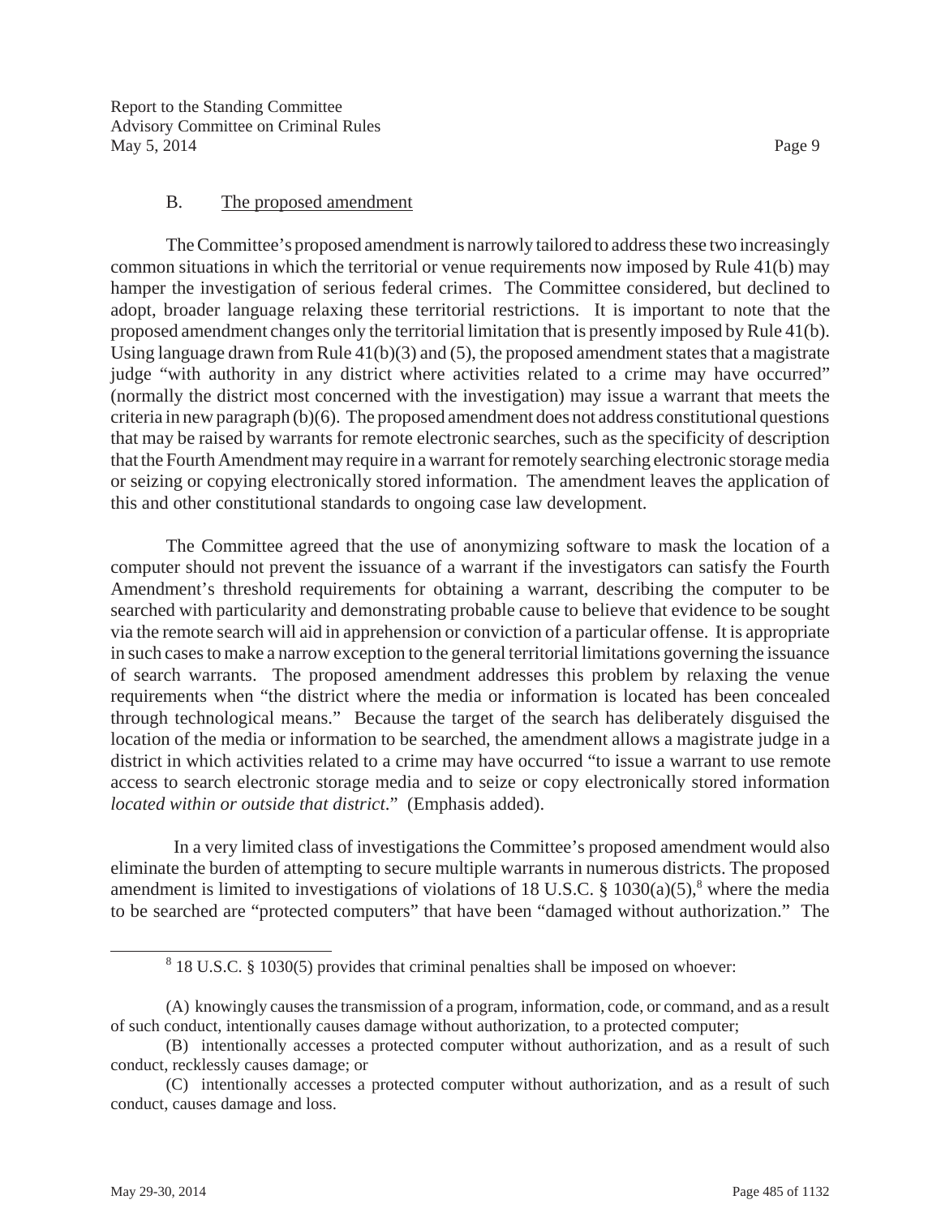### B. The proposed amendment

The Committee's proposed amendment is narrowly tailored to address these two increasingly common situations in which the territorial or venue requirements now imposed by Rule 41(b) may hamper the investigation of serious federal crimes. The Committee considered, but declined to adopt, broader language relaxing these territorial restrictions. It is important to note that the proposed amendment changes only the territorial limitation that is presently imposed by Rule 41(b). Using language drawn from Rule 41(b)(3) and (5), the proposed amendment states that a magistrate judge "with authority in any district where activities related to a crime may have occurred" (normally the district most concerned with the investigation) may issue a warrant that meets the criteria in new paragraph (b)(6). The proposed amendment does not address constitutional questions that may be raised by warrants for remote electronic searches, such as the specificity of description that the Fourth Amendment may require in a warrant for remotely searching electronic storage media or seizing or copying electronically stored information. The amendment leaves the application of this and other constitutional standards to ongoing case law development.

The Committee agreed that the use of anonymizing software to mask the location of a computer should not prevent the issuance of a warrant if the investigators can satisfy the Fourth Amendment's threshold requirements for obtaining a warrant, describing the computer to be searched with particularity and demonstrating probable cause to believe that evidence to be sought via the remote search will aid in apprehension or conviction of a particular offense. It is appropriate in such cases to make a narrow exception to the general territorial limitations governing the issuance of search warrants. The proposed amendment addresses this problem by relaxing the venue requirements when "the district where the media or information is located has been concealed through technological means." Because the target of the search has deliberately disguised the location of the media or information to be searched, the amendment allows a magistrate judge in a district in which activities related to a crime may have occurred "to issue a warrant to use remote access to search electronic storage media and to seize or copy electronically stored information *located within or outside that district*." (Emphasis added).

In a very limited class of investigations the Committee's proposed amendment would also eliminate the burden of attempting to secure multiple warrants in numerous districts. The proposed amendment is limited to investigations of violations of 18 U.S.C. § 1030(a)(5),[8] where the media to be searched are "protected computers" that have been "damaged without authorization." The

---

[8] 18 U.S.C. § 1030(5) provides that criminal penalties shall be imposed on whoever:

(A) knowingly causes the transmission of a program, information, code, or command, and as a result of such conduct, intentionally causes damage without authorization, to a protected computer;

(B) intentionally accesses a protected computer without authorization, and as a result of such conduct, recklessly causes damage; or

(C) intentionally accesses a protected computer without authorization, and as a result of such conduct, causes damage and loss.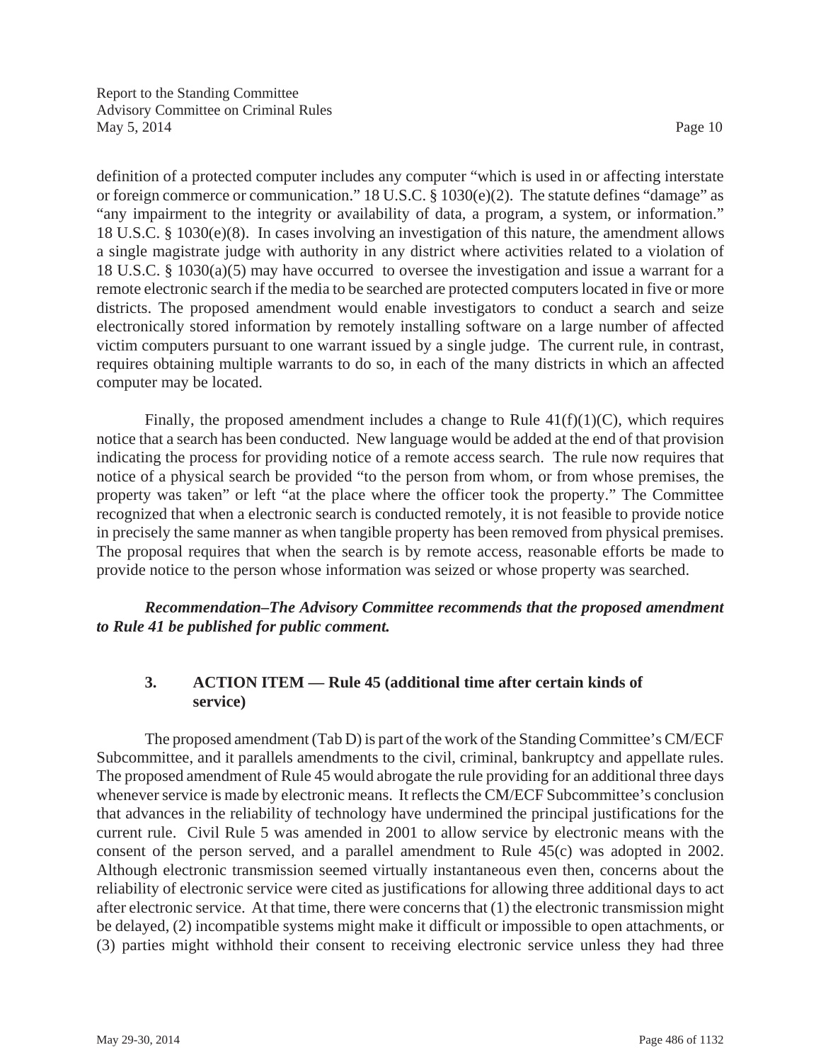definition of a protected computer includes any computer "which is used in or affecting interstate or foreign commerce or communication." 18 U.S.C. § 1030(e)(2). The statute defines "damage" as "any impairment to the integrity or availability of data, a program, a system, or information." 18 U.S.C. § 1030(e)(8). In cases involving an investigation of this nature, the amendment allows a single magistrate judge with authority in any district where activities related to a violation of 18 U.S.C. § 1030(a)(5) may have occurred to oversee the investigation and issue a warrant for a remote electronic search if the media to be searched are protected computers located in five or more districts. The proposed amendment would enable investigators to conduct a search and seize electronically stored information by remotely installing software on a large number of affected victim computers pursuant to one warrant issued by a single judge. The current rule, in contrast, requires obtaining multiple warrants to do so, in each of the many districts in which an affected computer may be located.

Finally, the proposed amendment includes a change to Rule 41(f)(1)(C), which requires notice that a search has been conducted. New language would be added at the end of that provision indicating the process for providing notice of a remote access search. The rule now requires that notice of a physical search be provided "to the person from whom, or from whose premises, the property was taken" or left "at the place where the officer took the property." The Committee recognized that when a electronic search is conducted remotely, it is not feasible to provide notice in precisely the same manner as when tangible property has been removed from physical premises. The proposal requires that when the search is by remote access, reasonable efforts be made to provide notice to the person whose information was seized or whose property was searched.

***Recommendation–The Advisory Committee recommends that the proposed amendment to Rule 41 be published for public comment.***

### 3. ACTION ITEM — Rule 45 (additional time after certain kinds of service)

The proposed amendment (Tab D) is part of the work of the Standing Committee's CM/ECF Subcommittee, and it parallels amendments to the civil, criminal, bankruptcy and appellate rules. The proposed amendment of Rule 45 would abrogate the rule providing for an additional three days whenever service is made by electronic means. It reflects the CM/ECF Subcommittee's conclusion that advances in the reliability of technology have undermined the principal justifications for the current rule. Civil Rule 5 was amended in 2001 to allow service by electronic means with the consent of the person served, and a parallel amendment to Rule 45(c) was adopted in 2002. Although electronic transmission seemed virtually instantaneous even then, concerns about the reliability of electronic service were cited as justifications for allowing three additional days to act after electronic service. At that time, there were concerns that (1) the electronic transmission might be delayed, (2) incompatible systems might make it difficult or impossible to open attachments, or (3) parties might withhold their consent to receiving electronic service unless they had three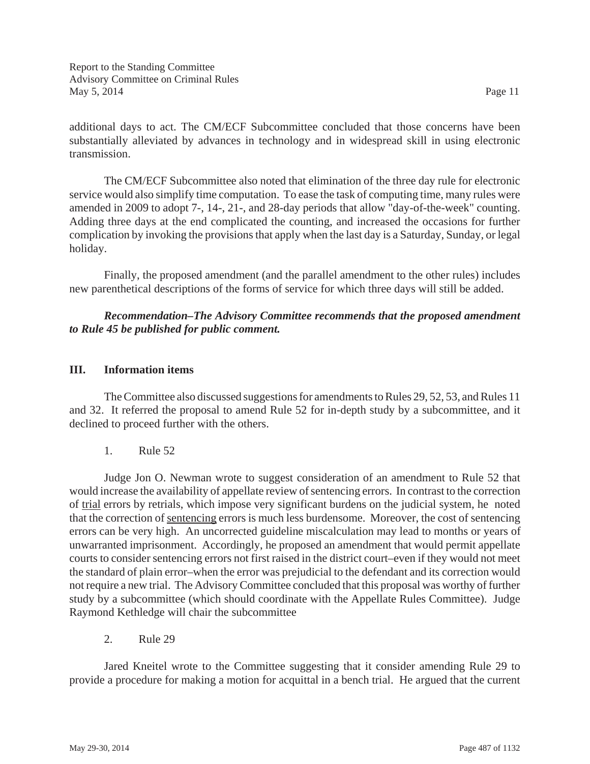additional days to act. The CM/ECF Subcommittee concluded that those concerns have been substantially alleviated by advances in technology and in widespread skill in using electronic transmission.

The CM/ECF Subcommittee also noted that elimination of the three day rule for electronic service would also simplify time computation. To ease the task of computing time, many rules were amended in 2009 to adopt 7-, 14-, 21-, and 28-day periods that allow "day-of-the-week" counting. Adding three days at the end complicated the counting, and increased the occasions for further complication by invoking the provisions that apply when the last day is a Saturday, Sunday, or legal holiday.

Finally, the proposed amendment (and the parallel amendment to the other rules) includes new parenthetical descriptions of the forms of service for which three days will still be added.

***Recommendation–The Advisory Committee recommends that the proposed amendment to Rule 45 be published for public comment.***

## III. Information items

The Committee also discussed suggestions for amendments to Rules 29, 52, 53, and Rules 11 and 32. It referred the proposal to amend Rule 52 for in-depth study by a subcommittee, and it declined to proceed further with the others.

### 1. Rule 52

Judge Jon O. Newman wrote to suggest consideration of an amendment to Rule 52 that would increase the availability of appellate review of sentencing errors. In contrast to the correction of <u>trial</u> errors by retrials, which impose very significant burdens on the judicial system, he noted that the correction of <u>sentencing</u> errors is much less burdensome. Moreover, the cost of sentencing errors can be very high. An uncorrected guideline miscalculation may lead to months or years of unwarranted imprisonment. Accordingly, he proposed an amendment that would permit appellate courts to consider sentencing errors not first raised in the district court–even if they would not meet the standard of plain error–when the error was prejudicial to the defendant and its correction would not require a new trial. The Advisory Committee concluded that this proposal was worthy of further study by a subcommittee (which should coordinate with the Appellate Rules Committee). Judge Raymond Kethledge will chair the subcommittee

### 2. Rule 29

Jared Kneitel wrote to the Committee suggesting that it consider amending Rule 29 to provide a procedure for making a motion for acquittal in a bench trial. He argued that the current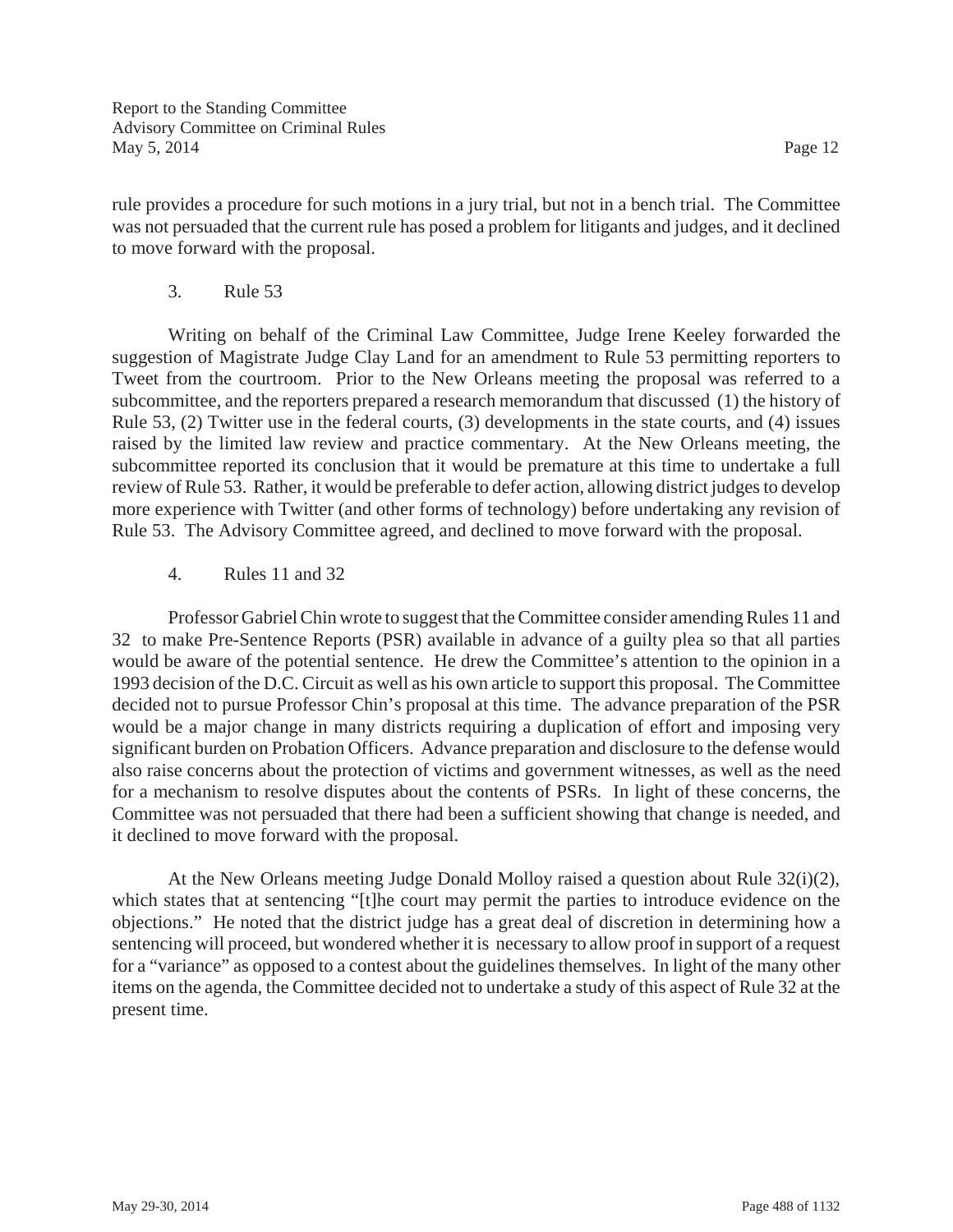rule provides a procedure for such motions in a jury trial, but not in a bench trial. The Committee was not persuaded that the current rule has posed a problem for litigants and judges, and it declined to move forward with the proposal.

3. Rule 53

Writing on behalf of the Criminal Law Committee, Judge Irene Keeley forwarded the suggestion of Magistrate Judge Clay Land for an amendment to Rule 53 permitting reporters to Tweet from the courtroom. Prior to the New Orleans meeting the proposal was referred to a subcommittee, and the reporters prepared a research memorandum that discussed (1) the history of Rule 53, (2) Twitter use in the federal courts, (3) developments in the state courts, and (4) issues raised by the limited law review and practice commentary. At the New Orleans meeting, the subcommittee reported its conclusion that it would be premature at this time to undertake a full review of Rule 53. Rather, it would be preferable to defer action, allowing district judges to develop more experience with Twitter (and other forms of technology) before undertaking any revision of Rule 53. The Advisory Committee agreed, and declined to move forward with the proposal.

4. Rules 11 and 32

Professor Gabriel Chin wrote to suggest that the Committee consider amending Rules 11 and 32 to make Pre-Sentence Reports (PSR) available in advance of a guilty plea so that all parties would be aware of the potential sentence. He drew the Committee's attention to the opinion in a 1993 decision of the D.C. Circuit as well as his own article to support this proposal. The Committee decided not to pursue Professor Chin's proposal at this time. The advance preparation of the PSR would be a major change in many districts requiring a duplication of effort and imposing very significant burden on Probation Officers. Advance preparation and disclosure to the defense would also raise concerns about the protection of victims and government witnesses, as well as the need for a mechanism to resolve disputes about the contents of PSRs. In light of these concerns, the Committee was not persuaded that there had been a sufficient showing that change is needed, and it declined to move forward with the proposal.

At the New Orleans meeting Judge Donald Molloy raised a question about Rule 32(i)(2), which states that at sentencing "[t]he court may permit the parties to introduce evidence on the objections." He noted that the district judge has a great deal of discretion in determining how a sentencing will proceed, but wondered whether it is necessary to allow proof in support of a request for a "variance" as opposed to a contest about the guidelines themselves. In light of the many other items on the agenda, the Committee decided not to undertake a study of this aspect of Rule 32 at the present time.